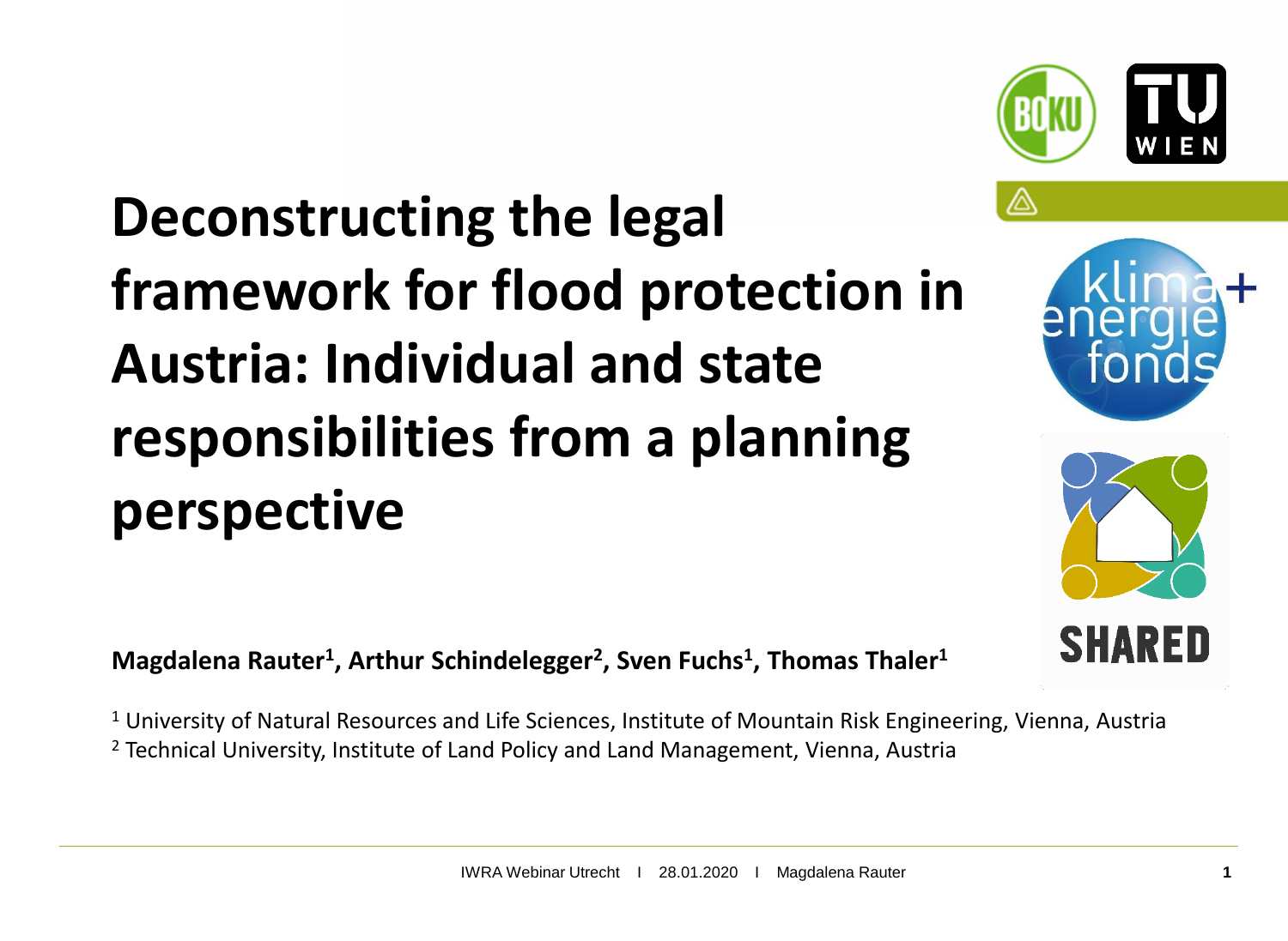# Deconstructing the legal framework for flood protection in Austria: Individual and state responsibilities from a planning perspective

**Magdalena Rauter[1], Arthur Schindelegger[2], Sven Fuchs[1], Thomas Thaler[1]**

[1] University of Natural Resources and Life Sciences, Institute of Mountain Risk Engineering, Vienna, Austria
[2] Technical University, Institute of Land Policy and Land Management, Vienna, Austria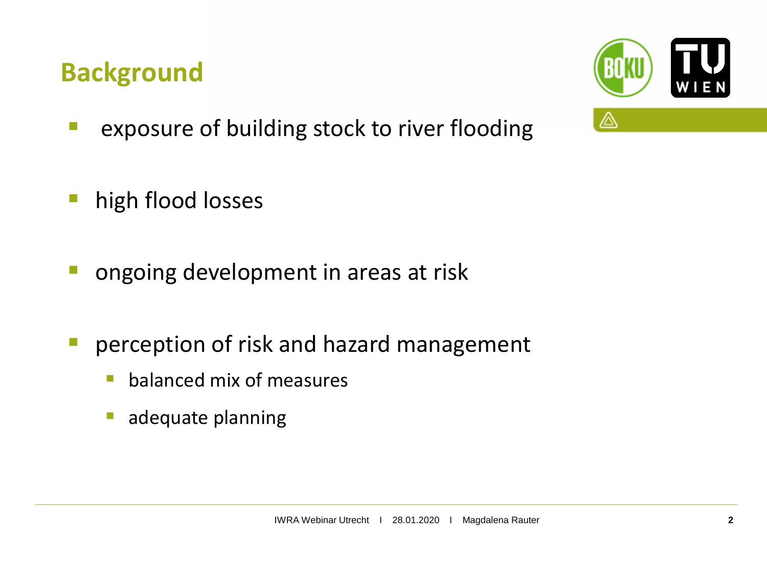## Background

- exposure of building stock to river flooding
- high flood losses
- ongoing development in areas at risk
- perception of risk and hazard management
  - balanced mix of measures
  - adequate planning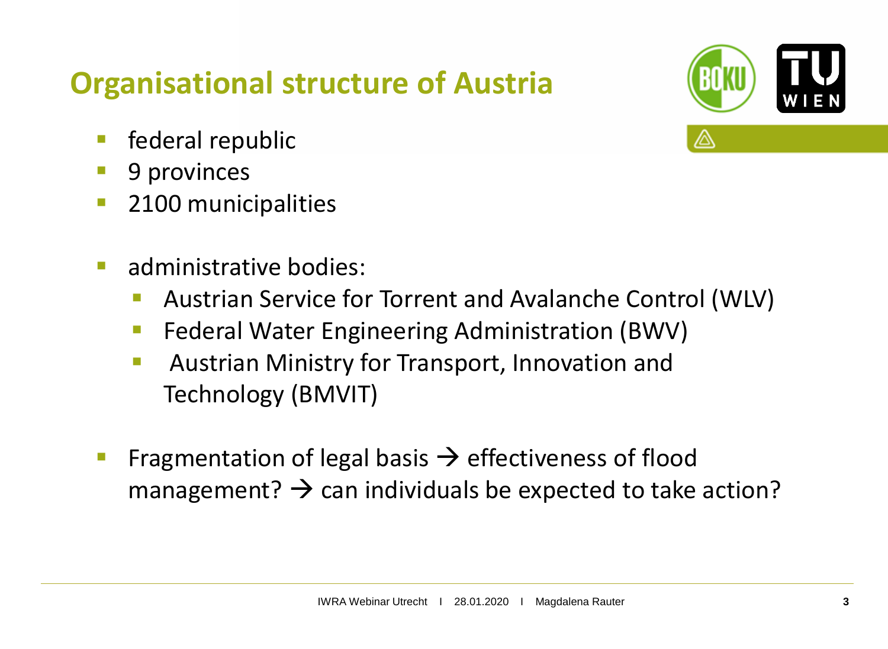# Organisational structure of Austria

- federal republic
- 9 provinces
- 2100 municipalities

- administrative bodies:
  - Austrian Service for Torrent and Avalanche Control (WLV)
  - Federal Water Engineering Administration (BWV)
  - Austrian Ministry for Transport, Innovation and Technology (BMVIT)

- Fragmentation of legal basis → effectiveness of flood management? → can individuals be expected to take action?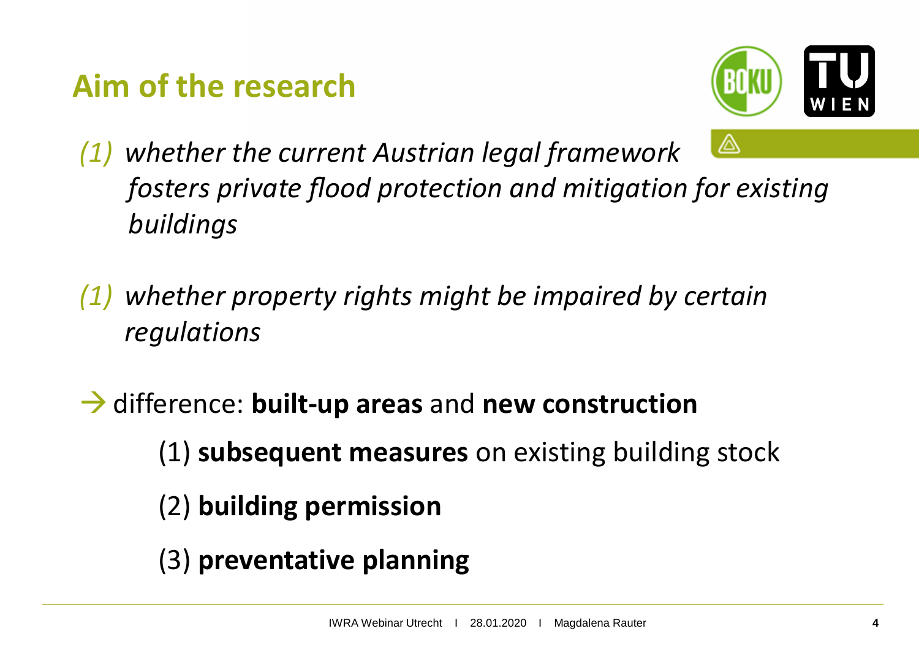## Aim of the research

*(1) whether the current Austrian legal framework fosters private flood protection and mitigation for existing buildings*

*(1) whether property rights might be impaired by certain regulations*

→ difference: **built-up areas** and **new construction**

(1) **subsequent measures** on existing building stock

(2) **building permission**

(3) **preventative planning**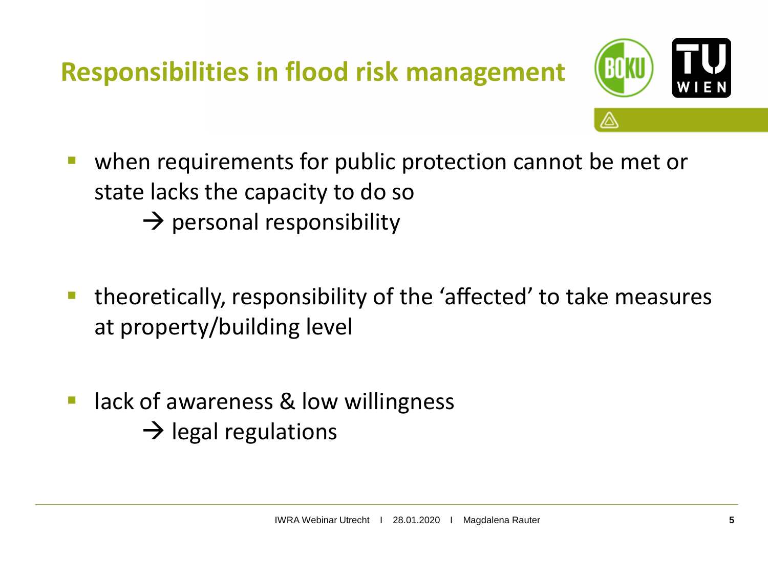# Responsibilities in flood risk management

- when requirements for public protection cannot be met or state lacks the capacity to do so
  → personal responsibility

- theoretically, responsibility of the 'affected' to take measures at property/building level

- lack of awareness & low willingness
  → legal regulations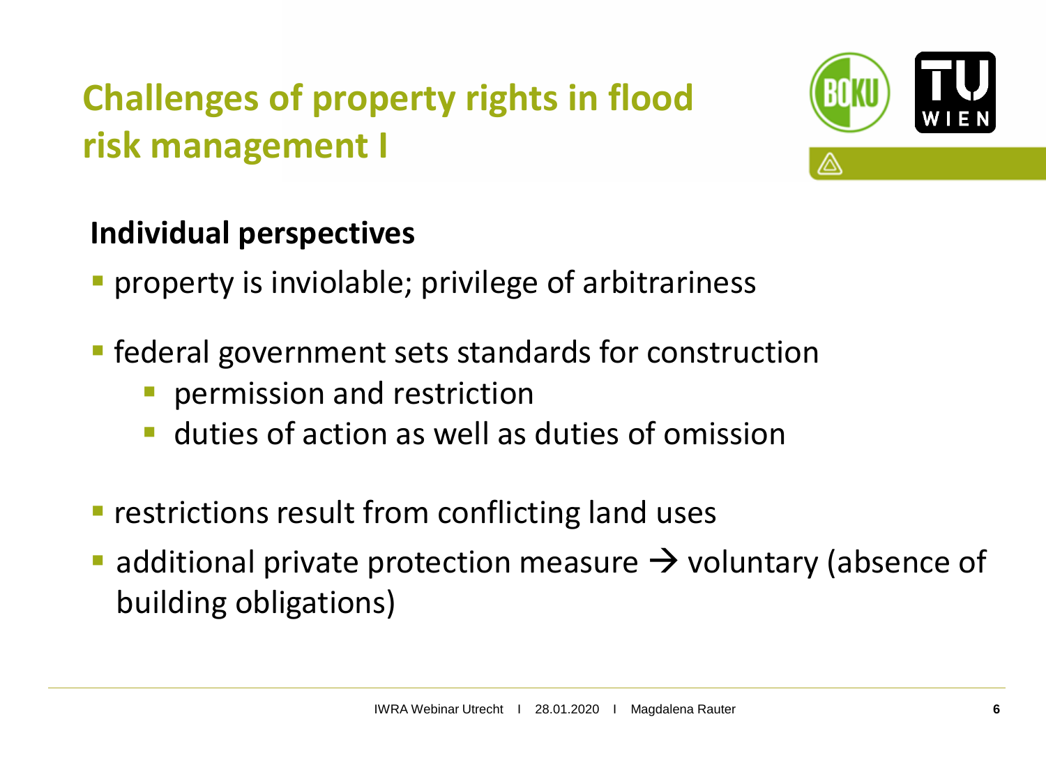# Challenges of property rights in flood risk management I

## Individual perspectives

- property is inviolable; privilege of arbitrariness
- federal government sets standards for construction
  - permission and restriction
  - duties of action as well as duties of omission
- restrictions result from conflicting land uses
- additional private protection measure → voluntary (absence of building obligations)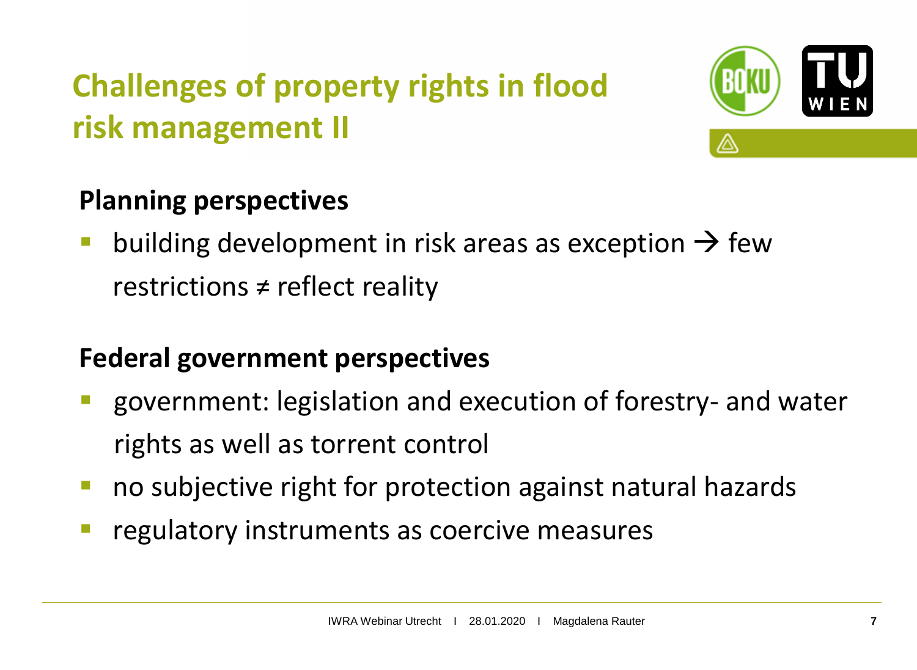# Challenges of property rights in flood risk management II

## Planning perspectives

- building development in risk areas as exception → few restrictions ≠ reflect reality

## Federal government perspectives

- government: legislation and execution of forestry- and water rights as well as torrent control
- no subjective right for protection against natural hazards
- regulatory instruments as coercive measures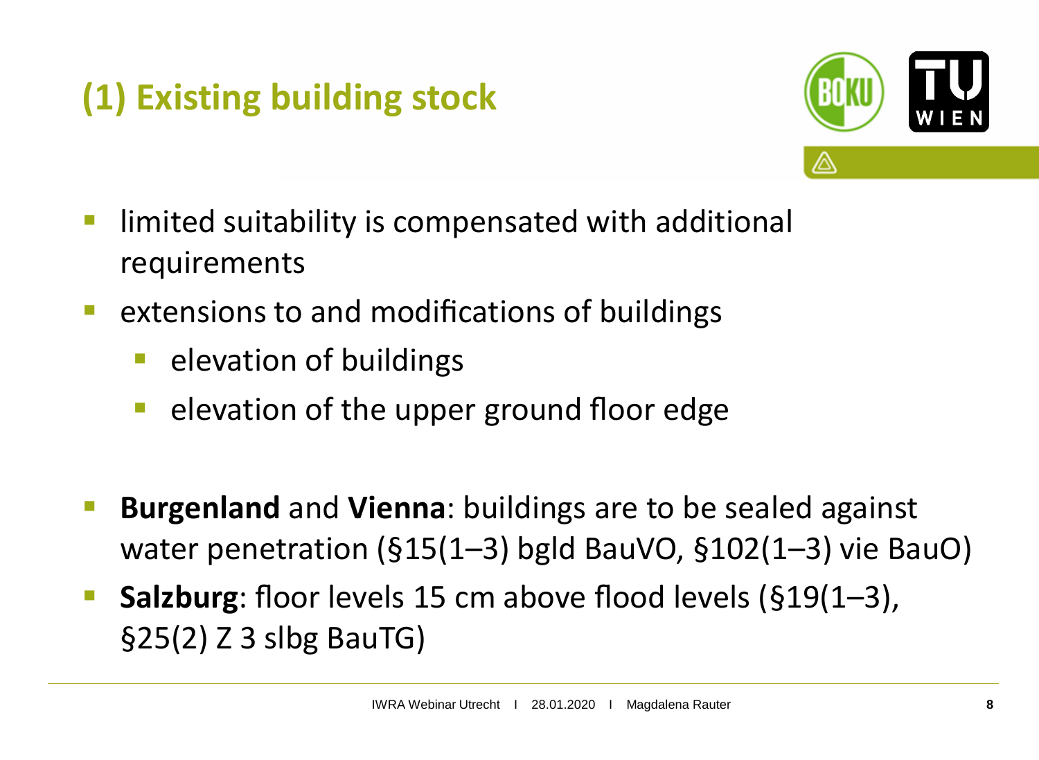# (1) Existing building stock

- limited suitability is compensated with additional requirements
- extensions to and modifications of buildings
  - elevation of buildings
  - elevation of the upper ground floor edge

- **Burgenland** and **Vienna**: buildings are to be sealed against water penetration (§15(1–3) bgld BauVO, §102(1–3) vie BauO)
- **Salzburg**: floor levels 15 cm above flood levels (§19(1–3), §25(2) Z 3 slbg BauTG)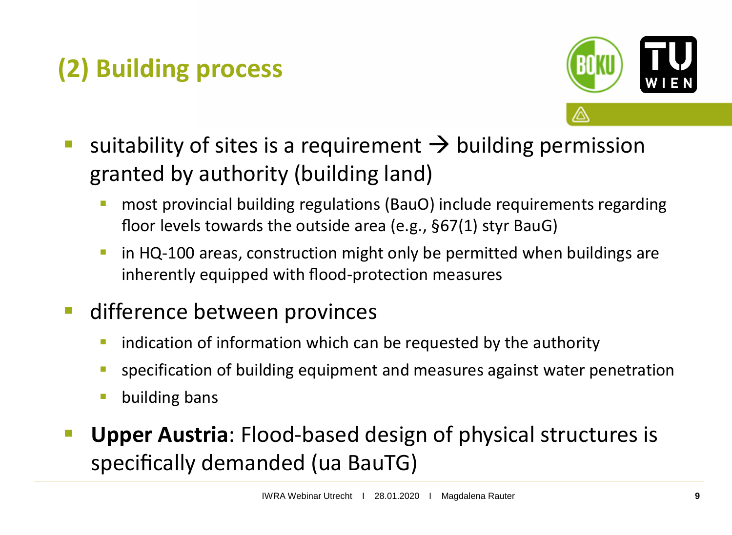# (2) Building process

- suitability of sites is a requirement → building permission granted by authority (building land)
  - most provincial building regulations (BauO) include requirements regarding floor levels towards the outside area (e.g., §67(1) styr BauG)
  - in HQ-100 areas, construction might only be permitted when buildings are inherently equipped with flood-protection measures
- difference between provinces
  - indication of information which can be requested by the authority
  - specification of building equipment and measures against water penetration
  - building bans
- **Upper Austria**: Flood-based design of physical structures is specifically demanded (ua BauTG)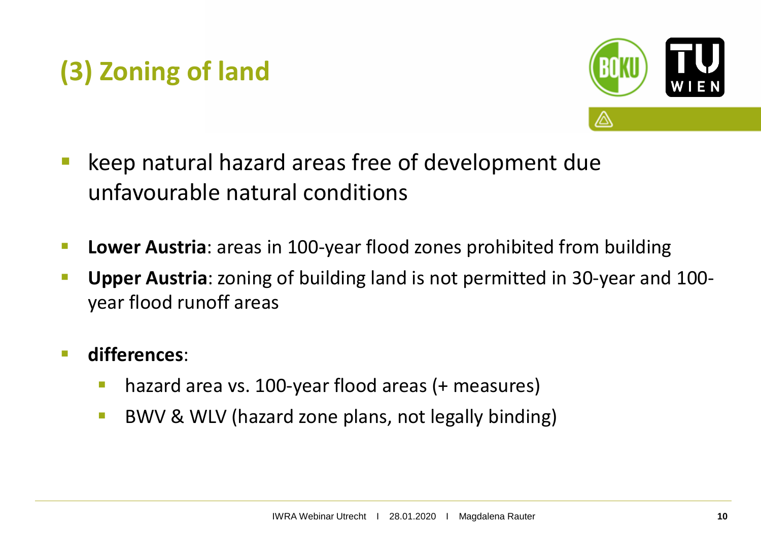# (3) Zoning of land

- keep natural hazard areas free of development due unfavourable natural conditions

- **Lower Austria**: areas in 100-year flood zones prohibited from building
- **Upper Austria**: zoning of building land is not permitted in 30-year and 100-year flood runoff areas

- **differences**:
  - hazard area vs. 100-year flood areas (+ measures)
  - BWV & WLV (hazard zone plans, not legally binding)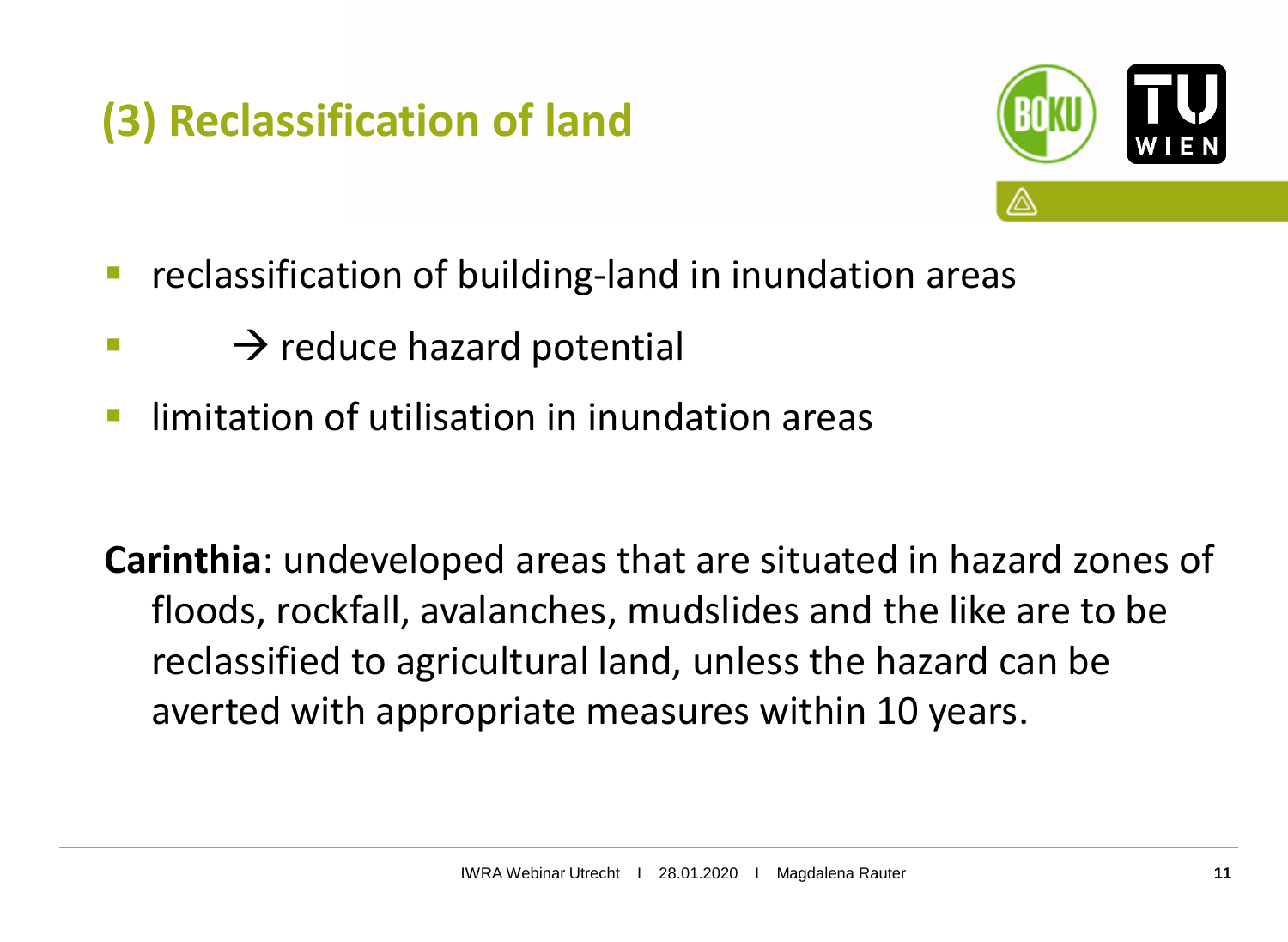# (3) Reclassification of land

- reclassification of building-land in inundation areas
- → reduce hazard potential
- limitation of utilisation in inundation areas

**Carinthia**: undeveloped areas that are situated in hazard zones of floods, rockfall, avalanches, mudslides and the like are to be reclassified to agricultural land, unless the hazard can be averted with appropriate measures within 10 years.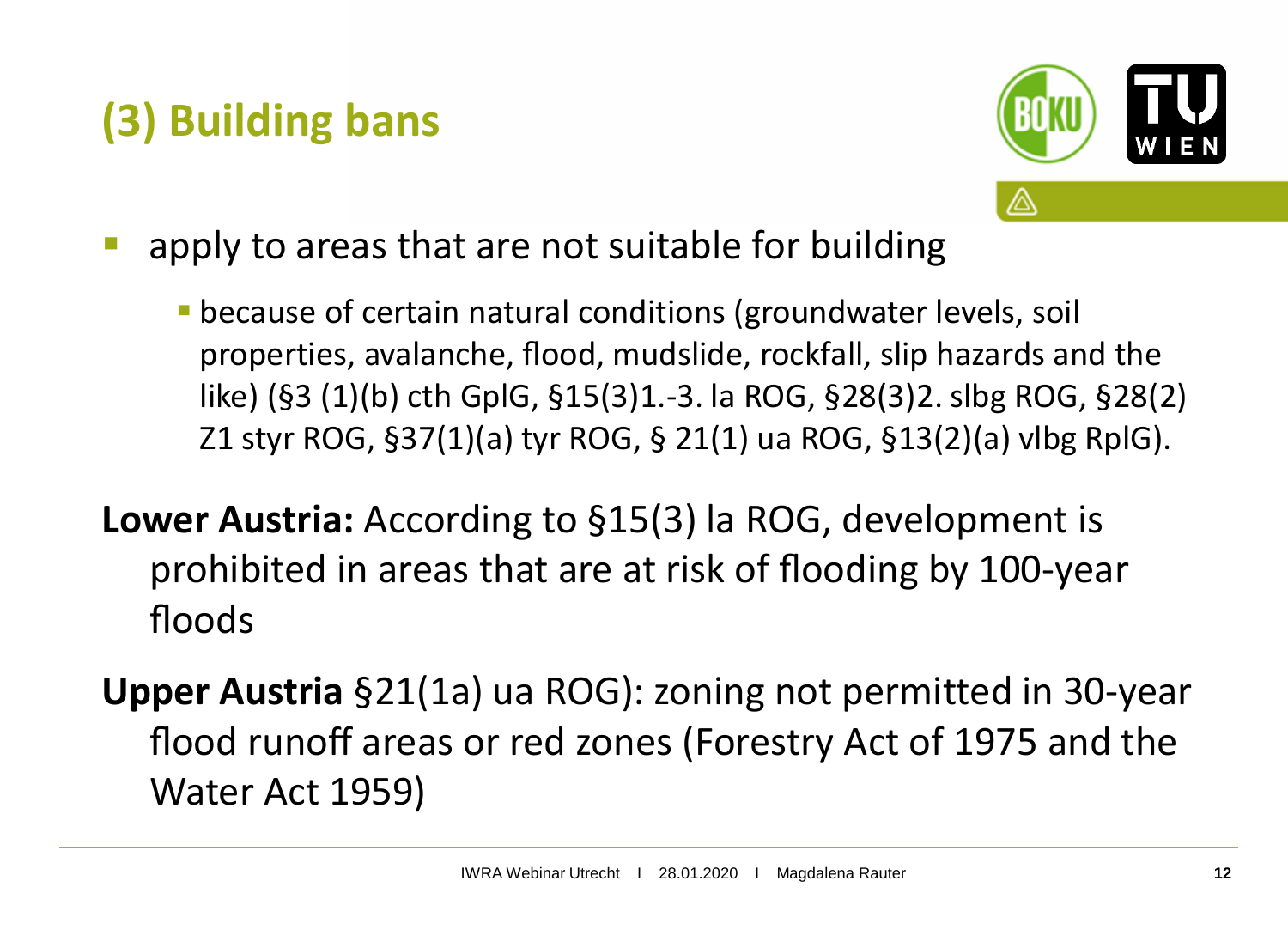# (3) Building bans

- apply to areas that are not suitable for building
  - because of certain natural conditions (groundwater levels, soil properties, avalanche, flood, mudslide, rockfall, slip hazards and the like) (§3 (1)(b) cth GplG, §15(3)1.-3. la ROG, §28(3)2. slbg ROG, §28(2) Z1 styr ROG, §37(1)(a) tyr ROG, § 21(1) ua ROG, §13(2)(a) vlbg RplG).

**Lower Austria:** According to §15(3) la ROG, development is prohibited in areas that are at risk of flooding by 100-year floods

**Upper Austria** §21(1a) ua ROG): zoning not permitted in 30-year flood runoff areas or red zones (Forestry Act of 1975 and the Water Act 1959)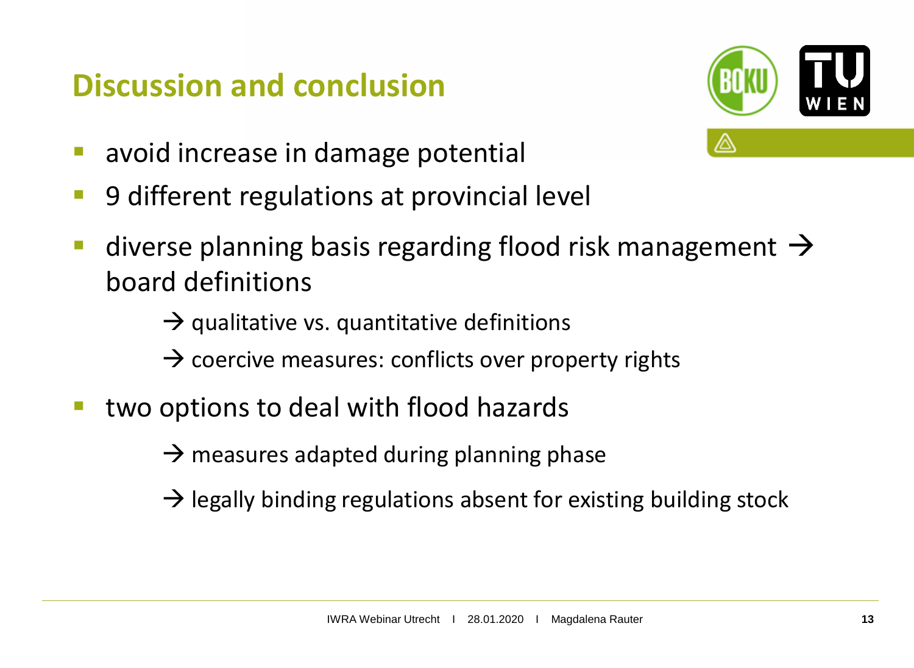# Discussion and conclusion

- avoid increase in damage potential
- 9 different regulations at provincial level
- diverse planning basis regarding flood risk management → board definitions
  - → qualitative vs. quantitative definitions
  - → coercive measures: conflicts over property rights
- two options to deal with flood hazards
  - → measures adapted during planning phase
  - → legally binding regulations absent for existing building stock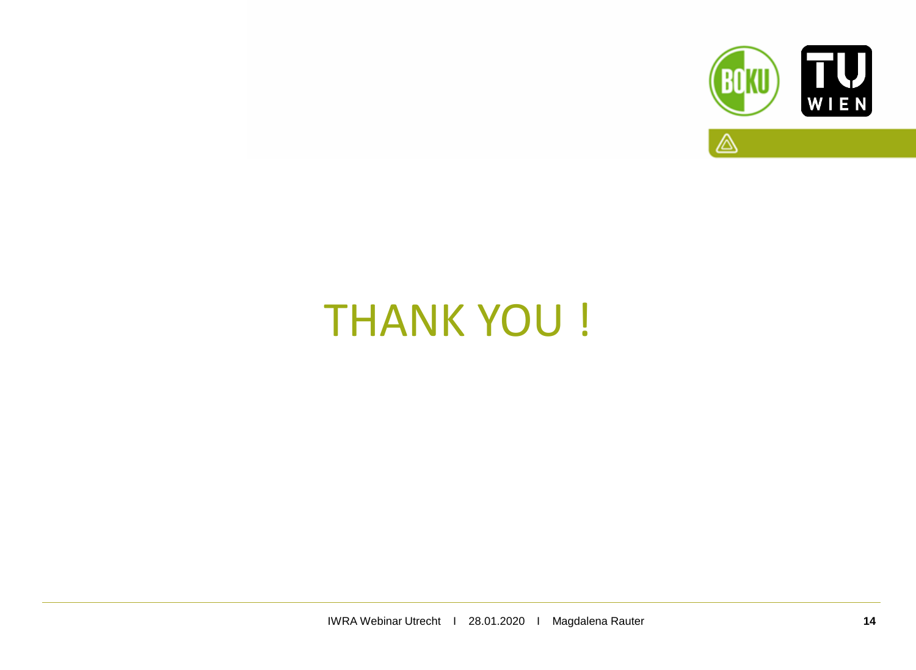# THANK YOU !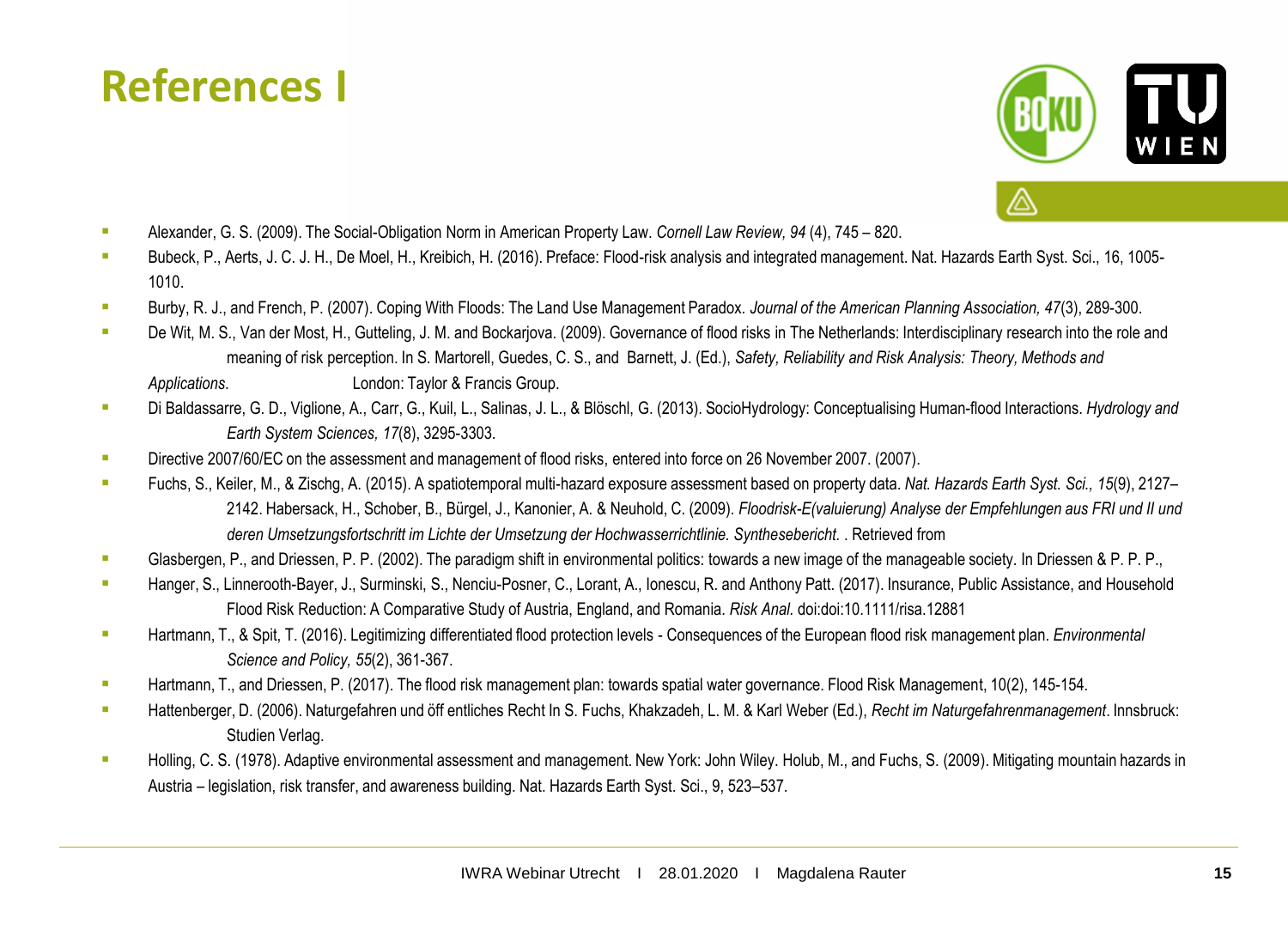# References I

- Alexander, G. S. (2009). The Social-Obligation Norm in American Property Law. *Cornell Law Review, 94* (4), 745 – 820.
- Bubeck, P., Aerts, J. C. J. H., De Moel, H., Kreibich, H. (2016). Preface: Flood-risk analysis and integrated management. Nat. Hazards Earth Syst. Sci., 16, 1005-1010.
- Burby, R. J., and French, P. (2007). Coping With Floods: The Land Use Management Paradox. *Journal of the American Planning Association, 47*(3), 289-300.
- De Wit, M. S., Van der Most, H., Gutteling, J. M. and Bockarjova. (2009). Governance of flood risks in The Netherlands: Interdisciplinary research into the role and meaning of risk perception. In S. Martorell, Guedes, C. S., and Barnett, J. (Ed.), *Safety, Reliability and Risk Analysis: Theory, Methods and Applications*. London: Taylor & Francis Group.
- Di Baldassarre, G. D., Viglione, A., Carr, G., Kuil, L., Salinas, J. L., & Blöschl, G. (2013). SocioHydrology: Conceptualising Human-flood Interactions. *Hydrology and Earth System Sciences, 17*(8), 3295-3303.
- Directive 2007/60/EC on the assessment and management of flood risks, entered into force on 26 November 2007. (2007).
- Fuchs, S., Keiler, M., & Zischg, A. (2015). A spatiotemporal multi-hazard exposure assessment based on property data. *Nat. Hazards Earth Syst. Sci., 15*(9), 2127–2142. Habersack, H., Schober, B., Bürgel, J., Kanonier, A. & Neuhold, C. (2009). *Floodrisk-E(valuierung) Analyse der Empfehlungen aus FRI und II und deren Umsetzungsfortschritt im Lichte der Umsetzung der Hochwasserrichtlinie. Synthesebericht.* . Retrieved from
- Glasbergen, P., and Driessen, P. P. (2002). The paradigm shift in environmental politics: towards a new image of the manageable society. In Driessen & P. P. P.,
- Hanger, S., Linnerooth-Bayer, J., Surminski, S., Nenciu-Posner, C., Lorant, A., Ionescu, R. and Anthony Patt. (2017). Insurance, Public Assistance, and Household Flood Risk Reduction: A Comparative Study of Austria, England, and Romania. *Risk Anal.* doi:doi:10.1111/risa.12881
- Hartmann, T., & Spit, T. (2016). Legitimizing differentiated flood protection levels - Consequences of the European flood risk management plan. *Environmental Science and Policy, 55*(2), 361-367.
- Hartmann, T., and Driessen, P. (2017). The flood risk management plan: towards spatial water governance. Flood Risk Management, 10(2), 145-154.
- Hattenberger, D. (2006). Naturgefahren und öff entliches Recht In S. Fuchs, Khakzadeh, L. M. & Karl Weber (Ed.), *Recht im Naturgefahrenmanagement*. Innsbruck: Studien Verlag.
- Holling, C. S. (1978). Adaptive environmental assessment and management. New York: John Wiley. Holub, M., and Fuchs, S. (2009). Mitigating mountain hazards in Austria – legislation, risk transfer, and awareness building. Nat. Hazards Earth Syst. Sci., 9, 523–537.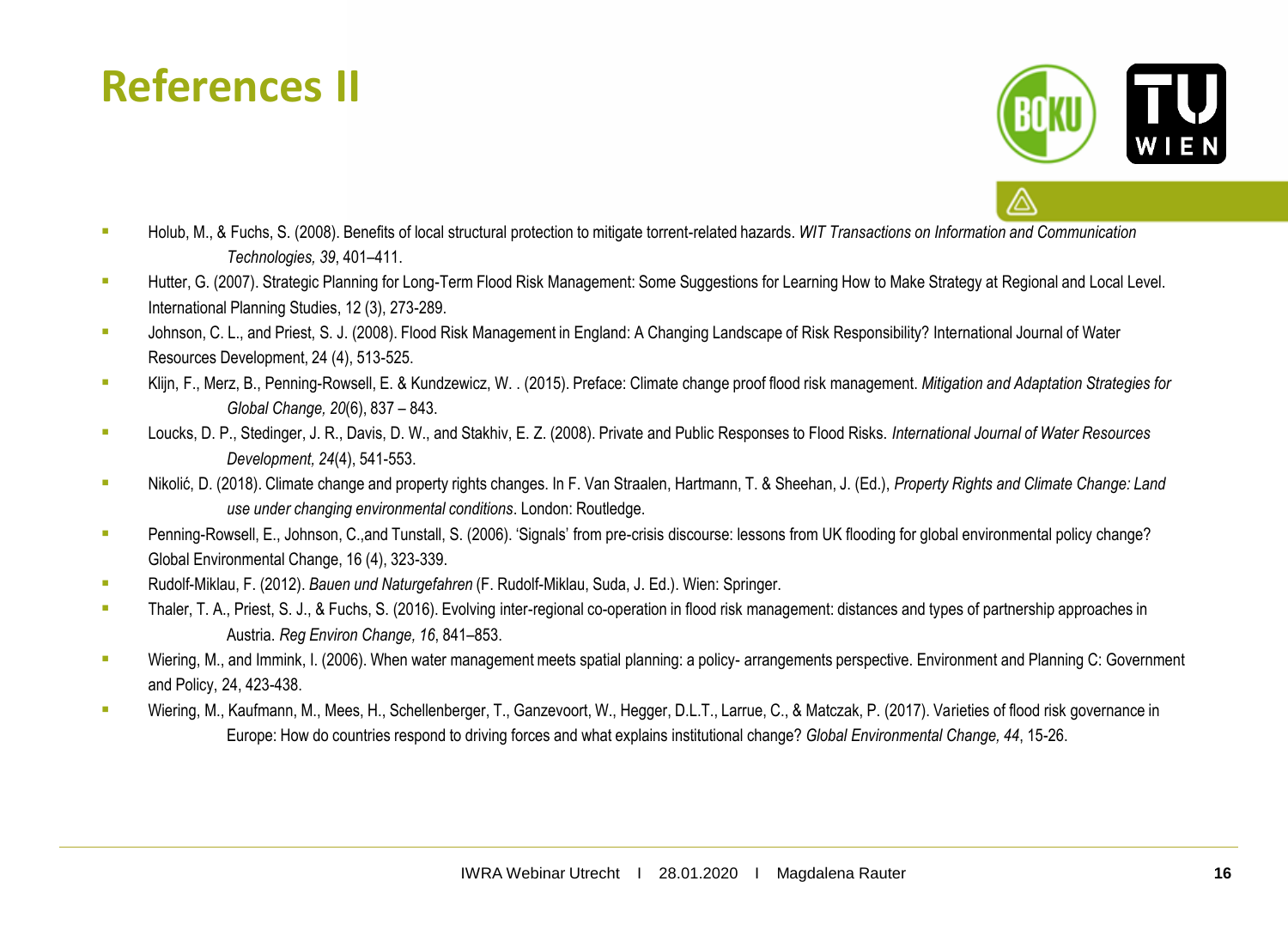# References II

- Holub, M., & Fuchs, S. (2008). Benefits of local structural protection to mitigate torrent-related hazards. *WIT Transactions on Information and Communication Technologies, 39*, 401–411.
- Hutter, G. (2007). Strategic Planning for Long-Term Flood Risk Management: Some Suggestions for Learning How to Make Strategy at Regional and Local Level. International Planning Studies, 12 (3), 273-289.
- Johnson, C. L., and Priest, S. J. (2008). Flood Risk Management in England: A Changing Landscape of Risk Responsibility? International Journal of Water Resources Development, 24 (4), 513-525.
- Klijn, F., Merz, B., Penning-Rowsell, E. & Kundzewicz, W. . (2015). Preface: Climate change proof flood risk management. *Mitigation and Adaptation Strategies for Global Change, 20*(6), 837 – 843.
- Loucks, D. P., Stedinger, J. R., Davis, D. W., and Stakhiv, E. Z. (2008). Private and Public Responses to Flood Risks. *International Journal of Water Resources Development, 24*(4), 541-553.
- Nikolić, D. (2018). Climate change and property rights changes. In F. Van Straalen, Hartmann, T. & Sheehan, J. (Ed.), *Property Rights and Climate Change: Land use under changing environmental conditions*. London: Routledge.
- Penning-Rowsell, E., Johnson, C.,and Tunstall, S. (2006). 'Signals' from pre-crisis discourse: lessons from UK flooding for global environmental policy change? Global Environmental Change, 16 (4), 323-339.
- Rudolf-Miklau, F. (2012). *Bauen und Naturgefahren* (F. Rudolf-Miklau, Suda, J. Ed.). Wien: Springer.
- Thaler, T. A., Priest, S. J., & Fuchs, S. (2016). Evolving inter-regional co-operation in flood risk management: distances and types of partnership approaches in Austria. *Reg Environ Change, 16*, 841–853.
- Wiering, M., and Immink, I. (2006). When water management meets spatial planning: a policy- arrangements perspective. Environment and Planning C: Government and Policy, 24, 423-438.
- Wiering, M., Kaufmann, M., Mees, H., Schellenberger, T., Ganzevoort, W., Hegger, D.L.T., Larrue, C., & Matczak, P. (2017). Varieties of flood risk governance in Europe: How do countries respond to driving forces and what explains institutional change? *Global Environmental Change, 44*, 15-26.